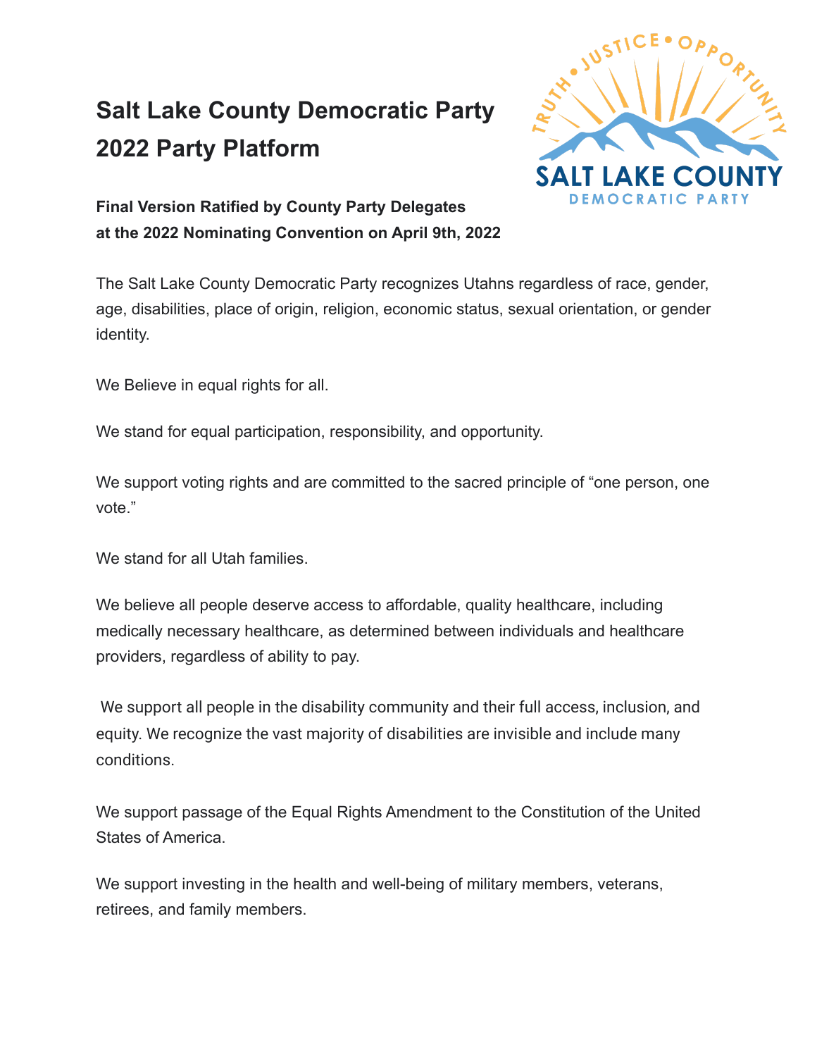# Salt Lake County Democratic Party
# 2022 Party Platform

**Final Version Ratified by County Party Delegates at the 2022 Nominating Convention on April 9th, 2022**

The Salt Lake County Democratic Party recognizes Utahns regardless of race, gender, age, disabilities, place of origin, religion, economic status, sexual orientation, or gender identity.

We Believe in equal rights for all.

We stand for equal participation, responsibility, and opportunity.

We support voting rights and are committed to the sacred principle of "one person, one vote."

We stand for all Utah families.

We believe all people deserve access to affordable, quality healthcare, including medically necessary healthcare, as determined between individuals and healthcare providers, regardless of ability to pay.

We support all people in the disability community and their full access, inclusion, and equity. We recognize the vast majority of disabilities are invisible and include many conditions.

We support passage of the Equal Rights Amendment to the Constitution of the United States of America.

We support investing in the health and well-being of military members, veterans, retirees, and family members.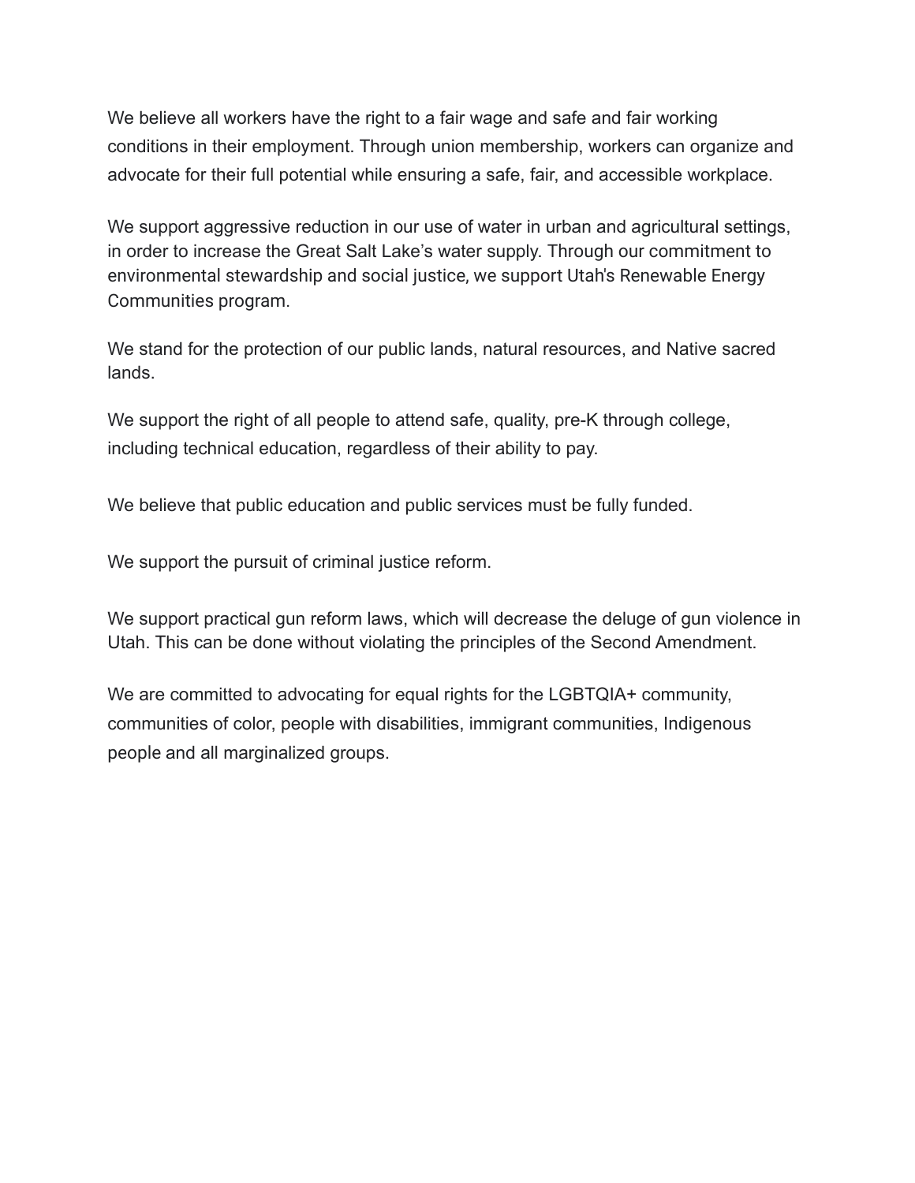We believe all workers have the right to a fair wage and safe and fair working conditions in their employment. Through union membership, workers can organize and advocate for their full potential while ensuring a safe, fair, and accessible workplace.

We support aggressive reduction in our use of water in urban and agricultural settings, in order to increase the Great Salt Lake's water supply. Through our commitment to environmental stewardship and social justice, we support Utah's Renewable Energy Communities program.

We stand for the protection of our public lands, natural resources, and Native sacred lands.

We support the right of all people to attend safe, quality, pre-K through college, including technical education, regardless of their ability to pay.

We believe that public education and public services must be fully funded.

We support the pursuit of criminal justice reform.

We support practical gun reform laws, which will decrease the deluge of gun violence in Utah. This can be done without violating the principles of the Second Amendment.

We are committed to advocating for equal rights for the LGBTQIA+ community, communities of color, people with disabilities, immigrant communities, Indigenous people and all marginalized groups.